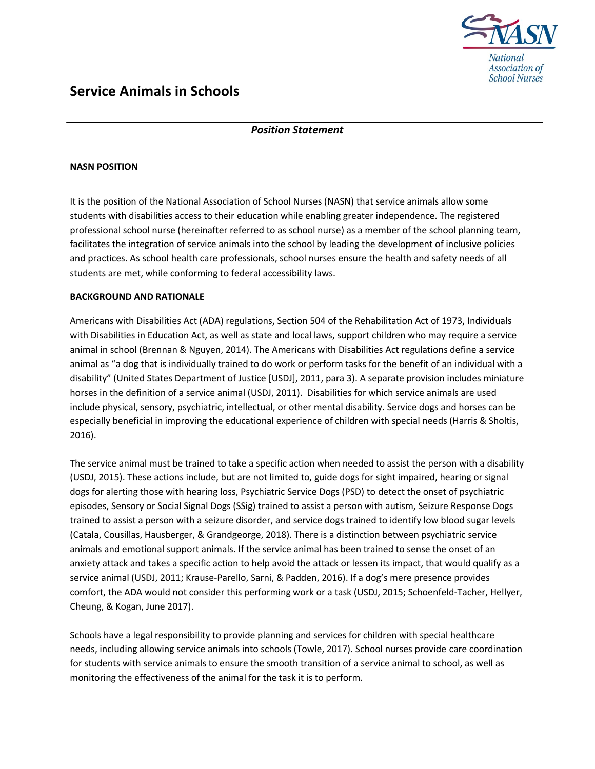# Service Animals in Schools

*Position Statement*

## NASN POSITION

It is the position of the National Association of School Nurses (NASN) that service animals allow some students with disabilities access to their education while enabling greater independence. The registered professional school nurse (hereinafter referred to as school nurse) as a member of the school planning team, facilitates the integration of service animals into the school by leading the development of inclusive policies and practices. As school health care professionals, school nurses ensure the health and safety needs of all students are met, while conforming to federal accessibility laws.

## BACKGROUND AND RATIONALE

Americans with Disabilities Act (ADA) regulations, Section 504 of the Rehabilitation Act of 1973, Individuals with Disabilities in Education Act, as well as state and local laws, support children who may require a service animal in school (Brennan & Nguyen, 2014). The Americans with Disabilities Act regulations define a service animal as "a dog that is individually trained to do work or perform tasks for the benefit of an individual with a disability" (United States Department of Justice [USDJ], 2011, para 3). A separate provision includes miniature horses in the definition of a service animal (USDJ, 2011). Disabilities for which service animals are used include physical, sensory, psychiatric, intellectual, or other mental disability. Service dogs and horses can be especially beneficial in improving the educational experience of children with special needs (Harris & Sholtis, 2016).

The service animal must be trained to take a specific action when needed to assist the person with a disability (USDJ, 2015). These actions include, but are not limited to, guide dogs for sight impaired, hearing or signal dogs for alerting those with hearing loss, Psychiatric Service Dogs (PSD) to detect the onset of psychiatric episodes, Sensory or Social Signal Dogs (SSig) trained to assist a person with autism, Seizure Response Dogs trained to assist a person with a seizure disorder, and service dogs trained to identify low blood sugar levels (Catala, Cousillas, Hausberger, & Grandgeorge, 2018). There is a distinction between psychiatric service animals and emotional support animals. If the service animal has been trained to sense the onset of an anxiety attack and takes a specific action to help avoid the attack or lessen its impact, that would qualify as a service animal (USDJ, 2011; Krause-Parello, Sarni, & Padden, 2016). If a dog's mere presence provides comfort, the ADA would not consider this performing work or a task (USDJ, 2015; Schoenfeld-Tacher, Hellyer, Cheung, & Kogan, June 2017).

Schools have a legal responsibility to provide planning and services for children with special healthcare needs, including allowing service animals into schools (Towle, 2017). School nurses provide care coordination for students with service animals to ensure the smooth transition of a service animal to school, as well as monitoring the effectiveness of the animal for the task it is to perform.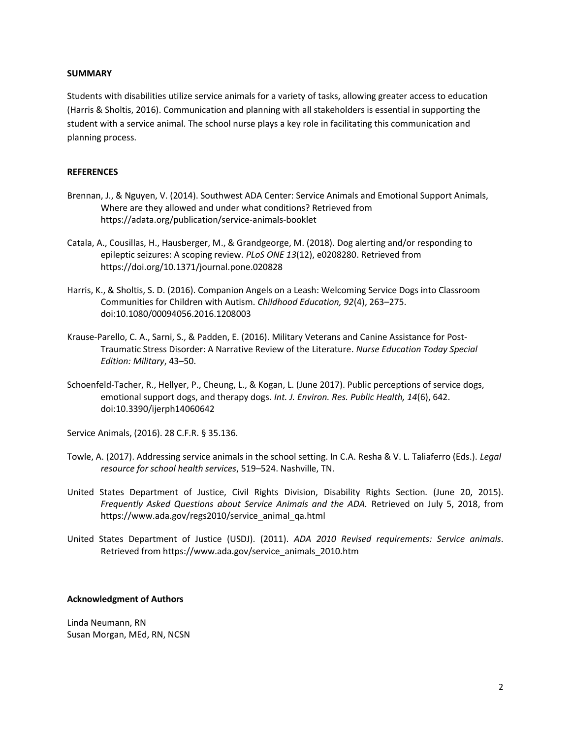## SUMMARY

Students with disabilities utilize service animals for a variety of tasks, allowing greater access to education (Harris & Sholtis, 2016). Communication and planning with all stakeholders is essential in supporting the student with a service animal. The school nurse plays a key role in facilitating this communication and planning process.

## REFERENCES

Brennan, J., & Nguyen, V. (2014). Southwest ADA Center: Service Animals and Emotional Support Animals, Where are they allowed and under what conditions? Retrieved from https://adata.org/publication/service-animals-booklet

Catala, A., Cousillas, H., Hausberger, M., & Grandgeorge, M. (2018). Dog alerting and/or responding to epileptic seizures: A scoping review. *PLoS ONE 13*(12), e0208280. Retrieved from https://doi.org/10.1371/journal.pone.020828

Harris, K., & Sholtis, S. D. (2016). Companion Angels on a Leash: Welcoming Service Dogs into Classroom Communities for Children with Autism. *Childhood Education, 92*(4), 263–275. doi:10.1080/00094056.2016.1208003

Krause-Parello, C. A., Sarni, S., & Padden, E. (2016). Military Veterans and Canine Assistance for Post-Traumatic Stress Disorder: A Narrative Review of the Literature. *Nurse Education Today Special Edition: Military*, 43–50.

Schoenfeld-Tacher, R., Hellyer, P., Cheung, L., & Kogan, L. (June 2017). Public perceptions of service dogs, emotional support dogs, and therapy dogs. *Int. J. Environ. Res. Public Health, 14*(6), 642. doi:10.3390/ijerph14060642

Service Animals, (2016). 28 C.F.R. § 35.136.

Towle, A. (2017). Addressing service animals in the school setting. In C.A. Resha & V. L. Taliaferro (Eds.). *Legal resource for school health services*, 519–524. Nashville, TN.

United States Department of Justice, Civil Rights Division, Disability Rights Section. (June 20, 2015). *Frequently Asked Questions about Service Animals and the ADA.* Retrieved on July 5, 2018, from https://www.ada.gov/regs2010/service_animal_qa.html

United States Department of Justice (USDJ). (2011). *ADA 2010 Revised requirements: Service animals*. Retrieved from https://www.ada.gov/service_animals_2010.htm

### Acknowledgment of Authors

Linda Neumann, RN
Susan Morgan, MEd, RN, NCSN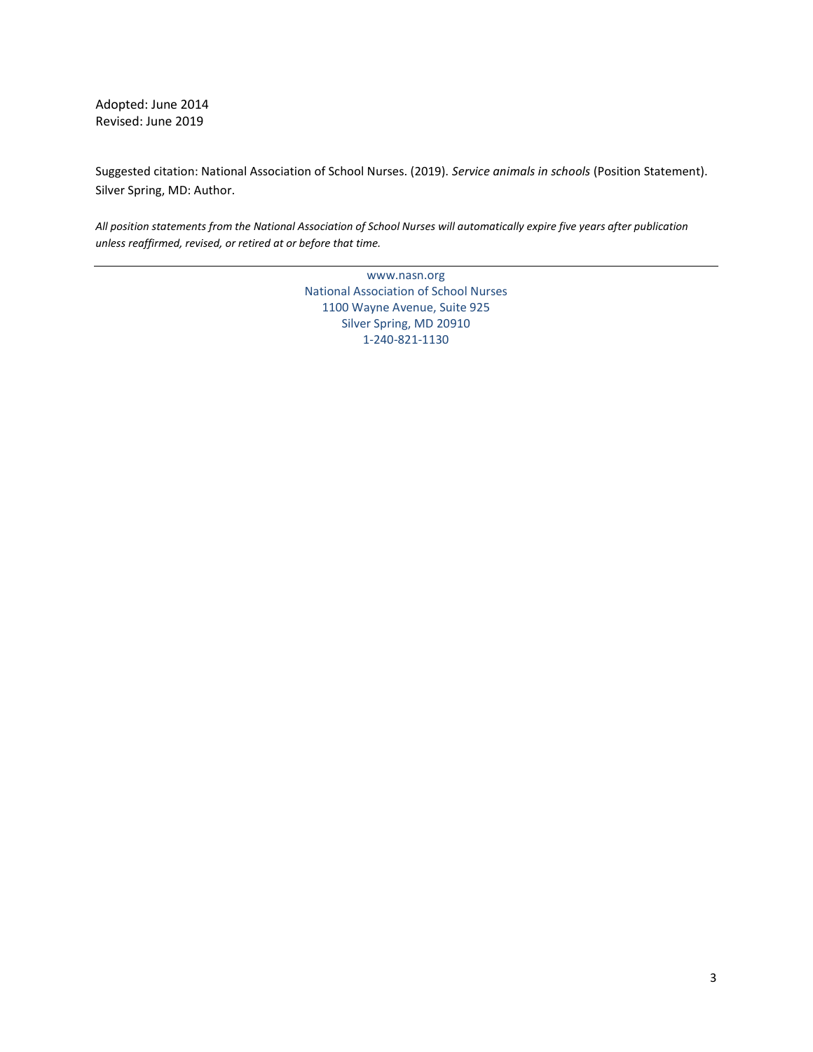Adopted: June 2014
Revised: June 2019

Suggested citation: National Association of School Nurses. (2019). *Service animals in schools* (Position Statement). Silver Spring, MD: Author.

*All position statements from the National Association of School Nurses will automatically expire five years after publication unless reaffirmed, revised, or retired at or before that time.*

---

www.nasn.org
National Association of School Nurses
1100 Wayne Avenue, Suite 925
Silver Spring, MD 20910
1-240-821-1130